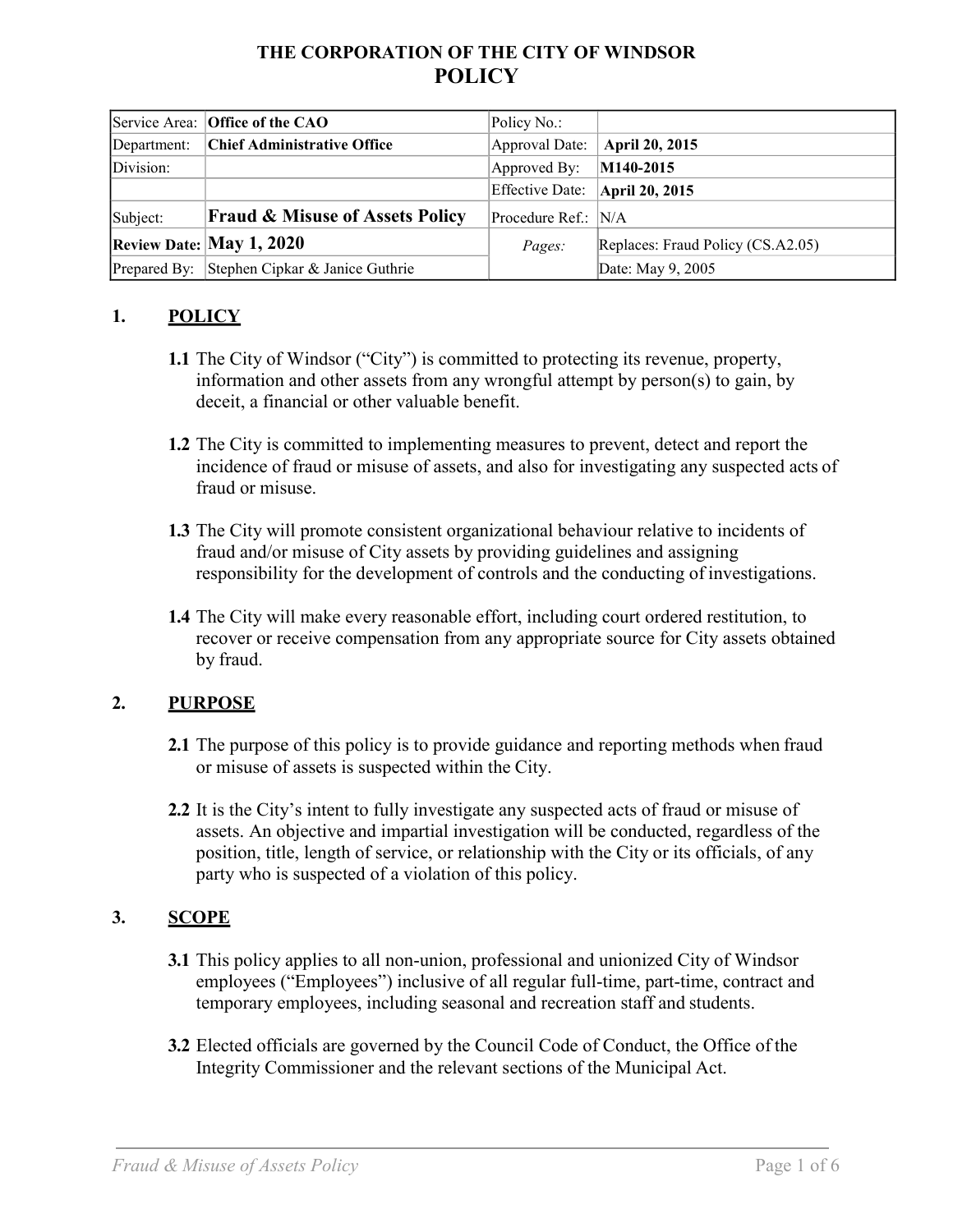# THE CORPORATION OF THE CITY OF WINDSOR
# POLICY

| Service Area: | **Office of the CAO** | Policy No.: | |
|---|---|---|---|
| Department: | **Chief Administrative Office** | Approval Date: | **April 20, 2015** |
| Division: | | Approved By: | **M140-2015** |
| | | Effective Date: | **April 20, 2015** |
| Subject: | **Fraud & Misuse of Assets Policy** | Procedure Ref.: | N/A |
| **Review Date:** | **May 1, 2020** | *Pages:* | Replaces: Fraud Policy (CS.A2.05) |
| Prepared By: | Stephen Cipkar & Janice Guthrie | | Date: May 9, 2005 |

## 1. POLICY

**1.1** The City of Windsor ("City") is committed to protecting its revenue, property, information and other assets from any wrongful attempt by person(s) to gain, by deceit, a financial or other valuable benefit.

**1.2** The City is committed to implementing measures to prevent, detect and report the incidence of fraud or misuse of assets, and also for investigating any suspected acts of fraud or misuse.

**1.3** The City will promote consistent organizational behaviour relative to incidents of fraud and/or misuse of City assets by providing guidelines and assigning responsibility for the development of controls and the conducting of investigations.

**1.4** The City will make every reasonable effort, including court ordered restitution, to recover or receive compensation from any appropriate source for City assets obtained by fraud.

## 2. PURPOSE

**2.1** The purpose of this policy is to provide guidance and reporting methods when fraud or misuse of assets is suspected within the City.

**2.2** It is the City's intent to fully investigate any suspected acts of fraud or misuse of assets. An objective and impartial investigation will be conducted, regardless of the position, title, length of service, or relationship with the City or its officials, of any party who is suspected of a violation of this policy.

## 3. SCOPE

**3.1** This policy applies to all non-union, professional and unionized City of Windsor employees ("Employees") inclusive of all regular full-time, part-time, contract and temporary employees, including seasonal and recreation staff and students.

**3.2** Elected officials are governed by the Council Code of Conduct, the Office of the Integrity Commissioner and the relevant sections of the Municipal Act.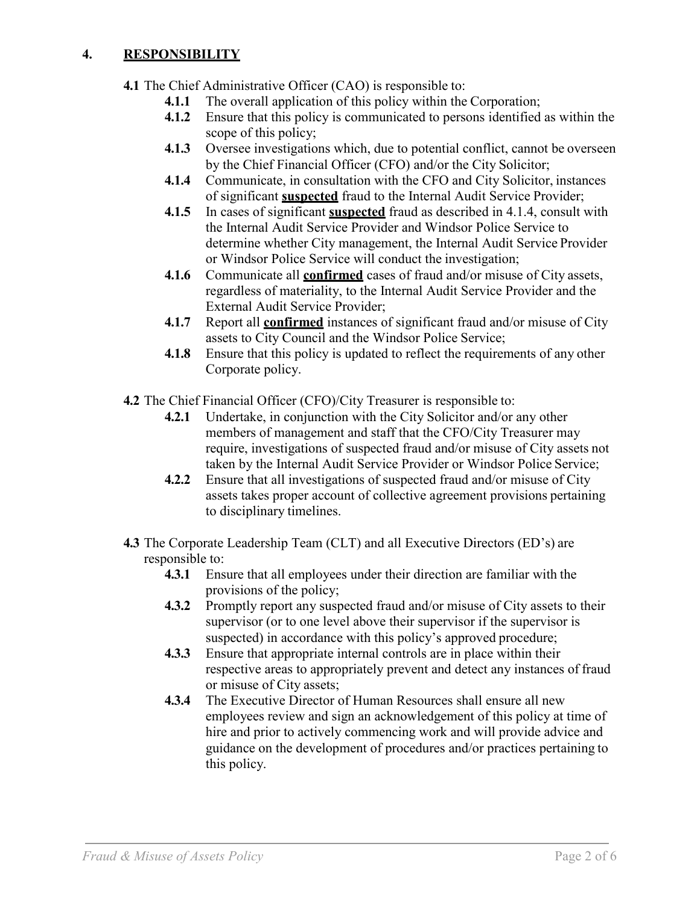## 4. <u>RESPONSIBILITY</u>

**4.1** The Chief Administrative Officer (CAO) is responsible to:

- **4.1.1** The overall application of this policy within the Corporation;
- **4.1.2** Ensure that this policy is communicated to persons identified as within the scope of this policy;
- **4.1.3** Oversee investigations which, due to potential conflict, cannot be overseen by the Chief Financial Officer (CFO) and/or the City Solicitor;
- **4.1.4** Communicate, in consultation with the CFO and City Solicitor, instances of significant **<u>suspected</u>** fraud to the Internal Audit Service Provider;
- **4.1.5** In cases of significant **<u>suspected</u>** fraud as described in 4.1.4, consult with the Internal Audit Service Provider and Windsor Police Service to determine whether City management, the Internal Audit Service Provider or Windsor Police Service will conduct the investigation;
- **4.1.6** Communicate all **<u>confirmed</u>** cases of fraud and/or misuse of City assets, regardless of materiality, to the Internal Audit Service Provider and the External Audit Service Provider;
- **4.1.7** Report all **<u>confirmed</u>** instances of significant fraud and/or misuse of City assets to City Council and the Windsor Police Service;
- **4.1.8** Ensure that this policy is updated to reflect the requirements of any other Corporate policy.

**4.2** The Chief Financial Officer (CFO)/City Treasurer is responsible to:

- **4.2.1** Undertake, in conjunction with the City Solicitor and/or any other members of management and staff that the CFO/City Treasurer may require, investigations of suspected fraud and/or misuse of City assets not taken by the Internal Audit Service Provider or Windsor Police Service;
- **4.2.2** Ensure that all investigations of suspected fraud and/or misuse of City assets takes proper account of collective agreement provisions pertaining to disciplinary timelines.

**4.3** The Corporate Leadership Team (CLT) and all Executive Directors (ED's) are responsible to:

- **4.3.1** Ensure that all employees under their direction are familiar with the provisions of the policy;
- **4.3.2** Promptly report any suspected fraud and/or misuse of City assets to their supervisor (or to one level above their supervisor if the supervisor is suspected) in accordance with this policy's approved procedure;
- **4.3.3** Ensure that appropriate internal controls are in place within their respective areas to appropriately prevent and detect any instances of fraud or misuse of City assets;
- **4.3.4** The Executive Director of Human Resources shall ensure all new employees review and sign an acknowledgement of this policy at time of hire and prior to actively commencing work and will provide advice and guidance on the development of procedures and/or practices pertaining to this policy.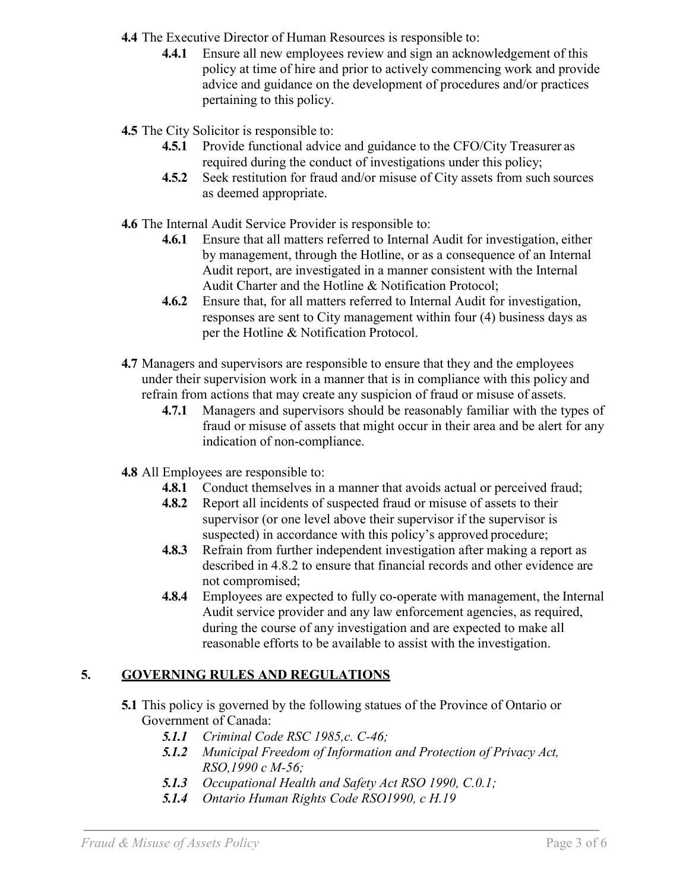**4.4** The Executive Director of Human Resources is responsible to:

- **4.4.1** Ensure all new employees review and sign an acknowledgement of this policy at time of hire and prior to actively commencing work and provide advice and guidance on the development of procedures and/or practices pertaining to this policy.

**4.5** The City Solicitor is responsible to:

- **4.5.1** Provide functional advice and guidance to the CFO/City Treasurer as required during the conduct of investigations under this policy;
- **4.5.2** Seek restitution for fraud and/or misuse of City assets from such sources as deemed appropriate.

**4.6** The Internal Audit Service Provider is responsible to:

- **4.6.1** Ensure that all matters referred to Internal Audit for investigation, either by management, through the Hotline, or as a consequence of an Internal Audit report, are investigated in a manner consistent with the Internal Audit Charter and the Hotline & Notification Protocol;
- **4.6.2** Ensure that, for all matters referred to Internal Audit for investigation, responses are sent to City management within four (4) business days as per the Hotline & Notification Protocol.

**4.7** Managers and supervisors are responsible to ensure that they and the employees under their supervision work in a manner that is in compliance with this policy and refrain from actions that may create any suspicion of fraud or misuse of assets.

- **4.7.1** Managers and supervisors should be reasonably familiar with the types of fraud or misuse of assets that might occur in their area and be alert for any indication of non-compliance.

**4.8** All Employees are responsible to:

- **4.8.1** Conduct themselves in a manner that avoids actual or perceived fraud;
- **4.8.2** Report all incidents of suspected fraud or misuse of assets to their supervisor (or one level above their supervisor if the supervisor is suspected) in accordance with this policy's approved procedure;
- **4.8.3** Refrain from further independent investigation after making a report as described in 4.8.2 to ensure that financial records and other evidence are not compromised;
- **4.8.4** Employees are expected to fully co-operate with management, the Internal Audit service provider and any law enforcement agencies, as required, during the course of any investigation and are expected to make all reasonable efforts to be available to assist with the investigation.

## 5. GOVERNING RULES AND REGULATIONS

**5.1** This policy is governed by the following statues of the Province of Ontario or Government of Canada:

- ***5.1.1*** *Criminal Code RSC 1985,c. C-46;*
- ***5.1.2*** *Municipal Freedom of Information and Protection of Privacy Act, RSO,1990 c M-56;*
- ***5.1.3*** *Occupational Health and Safety Act RSO 1990, C.0.1;*
- ***5.1.4*** *Ontario Human Rights Code RSO1990, c H.19*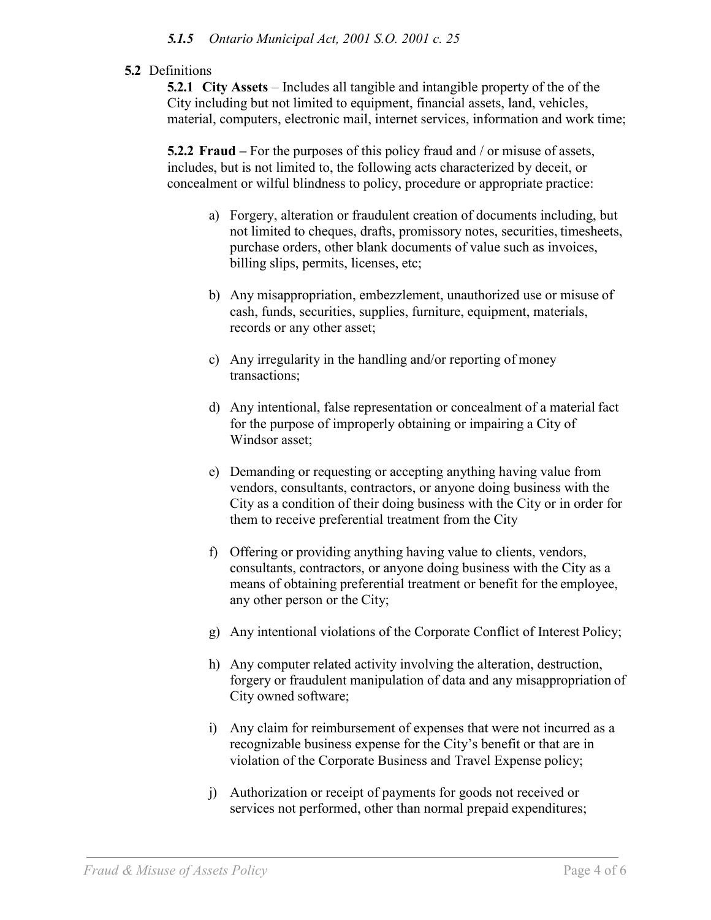*5.1.5 Ontario Municipal Act, 2001 S.O. 2001 c. 25*

**5.2** Definitions

**5.2.1 City Assets** – Includes all tangible and intangible property of the of the City including but not limited to equipment, financial assets, land, vehicles, material, computers, electronic mail, internet services, information and work time;

**5.2.2 Fraud –** For the purposes of this policy fraud and / or misuse of assets, includes, but is not limited to, the following acts characterized by deceit, or concealment or wilful blindness to policy, procedure or appropriate practice:

a) Forgery, alteration or fraudulent creation of documents including, but not limited to cheques, drafts, promissory notes, securities, timesheets, purchase orders, other blank documents of value such as invoices, billing slips, permits, licenses, etc;

b) Any misappropriation, embezzlement, unauthorized use or misuse of cash, funds, securities, supplies, furniture, equipment, materials, records or any other asset;

c) Any irregularity in the handling and/or reporting of money transactions;

d) Any intentional, false representation or concealment of a material fact for the purpose of improperly obtaining or impairing a City of Windsor asset;

e) Demanding or requesting or accepting anything having value from vendors, consultants, contractors, or anyone doing business with the City as a condition of their doing business with the City or in order for them to receive preferential treatment from the City

f) Offering or providing anything having value to clients, vendors, consultants, contractors, or anyone doing business with the City as a means of obtaining preferential treatment or benefit for the employee, any other person or the City;

g) Any intentional violations of the Corporate Conflict of Interest Policy;

h) Any computer related activity involving the alteration, destruction, forgery or fraudulent manipulation of data and any misappropriation of City owned software;

i) Any claim for reimbursement of expenses that were not incurred as a recognizable business expense for the City's benefit or that are in violation of the Corporate Business and Travel Expense policy;

j) Authorization or receipt of payments for goods not received or services not performed, other than normal prepaid expenditures;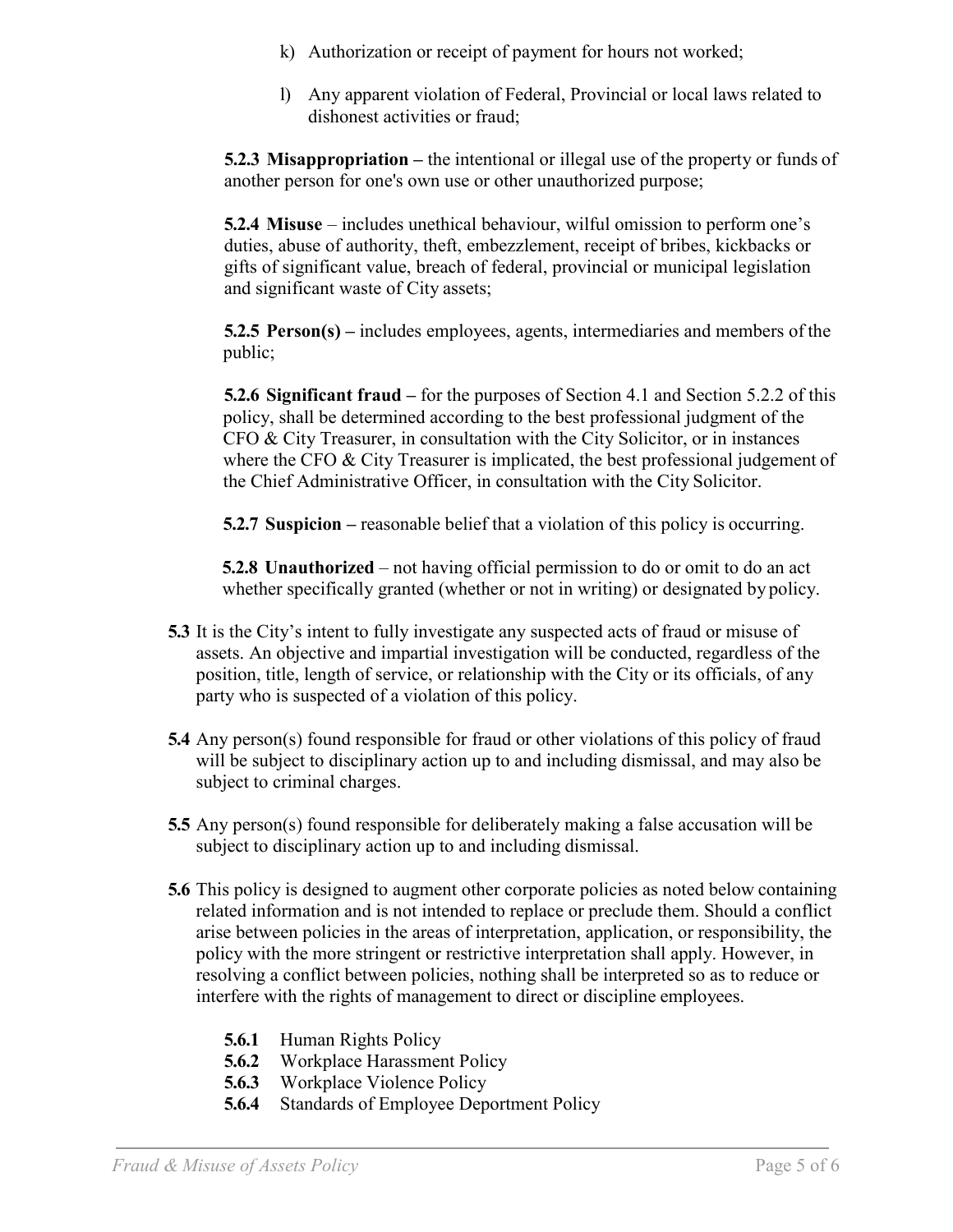k) Authorization or receipt of payment for hours not worked;

l) Any apparent violation of Federal, Provincial or local laws related to dishonest activities or fraud;

**5.2.3 Misappropriation –** the intentional or illegal use of the property or funds of another person for one's own use or other unauthorized purpose;

**5.2.4 Misuse** – includes unethical behaviour, wilful omission to perform one's duties, abuse of authority, theft, embezzlement, receipt of bribes, kickbacks or gifts of significant value, breach of federal, provincial or municipal legislation and significant waste of City assets;

**5.2.5 Person(s) –** includes employees, agents, intermediaries and members of the public;

**5.2.6 Significant fraud –** for the purposes of Section 4.1 and Section 5.2.2 of this policy, shall be determined according to the best professional judgment of the CFO & City Treasurer, in consultation with the City Solicitor, or in instances where the CFO & City Treasurer is implicated, the best professional judgement of the Chief Administrative Officer, in consultation with the City Solicitor.

**5.2.7 Suspicion –** reasonable belief that a violation of this policy is occurring.

**5.2.8 Unauthorized** – not having official permission to do or omit to do an act whether specifically granted (whether or not in writing) or designated by policy.

**5.3** It is the City's intent to fully investigate any suspected acts of fraud or misuse of assets. An objective and impartial investigation will be conducted, regardless of the position, title, length of service, or relationship with the City or its officials, of any party who is suspected of a violation of this policy.

**5.4** Any person(s) found responsible for fraud or other violations of this policy of fraud will be subject to disciplinary action up to and including dismissal, and may also be subject to criminal charges.

**5.5** Any person(s) found responsible for deliberately making a false accusation will be subject to disciplinary action up to and including dismissal.

**5.6** This policy is designed to augment other corporate policies as noted below containing related information and is not intended to replace or preclude them. Should a conflict arise between policies in the areas of interpretation, application, or responsibility, the policy with the more stringent or restrictive interpretation shall apply. However, in resolving a conflict between policies, nothing shall be interpreted so as to reduce or interfere with the rights of management to direct or discipline employees.

**5.6.1** Human Rights Policy
**5.6.2** Workplace Harassment Policy
**5.6.3** Workplace Violence Policy
**5.6.4** Standards of Employee Deportment Policy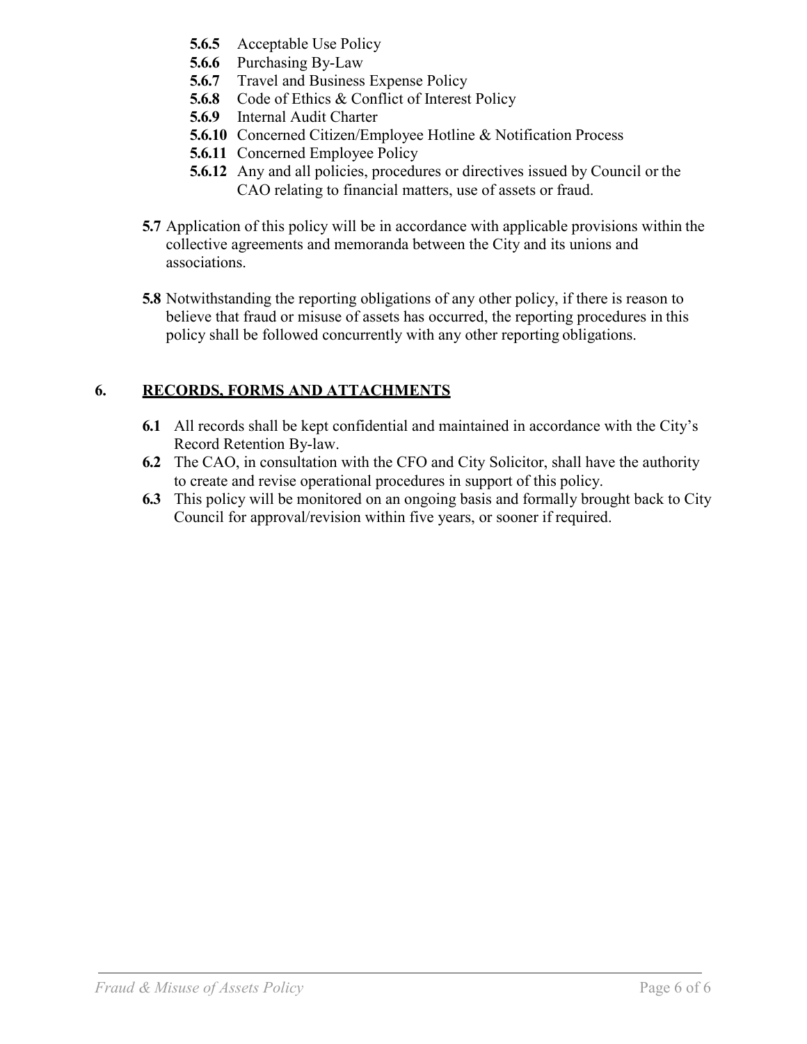- **5.6.5** Acceptable Use Policy
- **5.6.6** Purchasing By-Law
- **5.6.7** Travel and Business Expense Policy
- **5.6.8** Code of Ethics & Conflict of Interest Policy
- **5.6.9** Internal Audit Charter
- **5.6.10** Concerned Citizen/Employee Hotline & Notification Process
- **5.6.11** Concerned Employee Policy
- **5.6.12** Any and all policies, procedures or directives issued by Council or the CAO relating to financial matters, use of assets or fraud.

**5.7** Application of this policy will be in accordance with applicable provisions within the collective agreements and memoranda between the City and its unions and associations.

**5.8** Notwithstanding the reporting obligations of any other policy, if there is reason to believe that fraud or misuse of assets has occurred, the reporting procedures in this policy shall be followed concurrently with any other reporting obligations.

## 6. RECORDS, FORMS AND ATTACHMENTS

**6.1** All records shall be kept confidential and maintained in accordance with the City's Record Retention By-law.

**6.2** The CAO, in consultation with the CFO and City Solicitor, shall have the authority to create and revise operational procedures in support of this policy.

**6.3** This policy will be monitored on an ongoing basis and formally brought back to City Council for approval/revision within five years, or sooner if required.